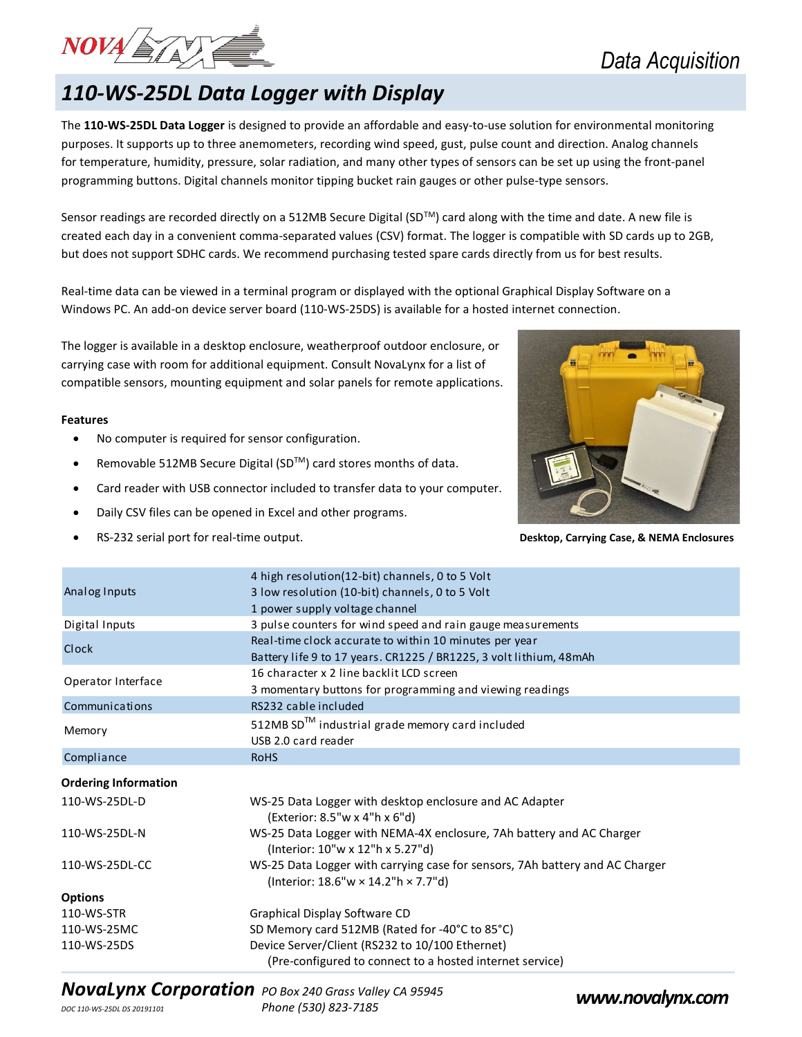Data Acquisition

# 110-WS-25DL Data Logger with Display

The **110-WS-25DL Data Logger** is designed to provide an affordable and easy-to-use solution for environmental monitoring purposes. It supports up to three anemometers, recording wind speed, gust, pulse count and direction. Analog channels for temperature, humidity, pressure, solar radiation, and many other types of sensors can be set up using the front-panel programming buttons. Digital channels monitor tipping bucket rain gauges or other pulse-type sensors.

Sensor readings are recorded directly on a 512MB Secure Digital (SD™) card along with the time and date. A new file is created each day in a convenient comma-separated values (CSV) format. The logger is compatible with SD cards up to 2GB, but does not support SDHC cards. We recommend purchasing tested spare cards directly from us for best results.

Real-time data can be viewed in a terminal program or displayed with the optional Graphical Display Software on a Windows PC. An add-on device server board (110-WS-25DS) is available for a hosted internet connection.

The logger is available in a desktop enclosure, weatherproof outdoor enclosure, or carrying case with room for additional equipment. Consult NovaLynx for a list of compatible sensors, mounting equipment and solar panels for remote applications.

**Desktop, Carrying Case, & NEMA Enclosures**

**Features**

- No computer is required for sensor configuration.
- Removable 512MB Secure Digital (SD™) card stores months of data.
- Card reader with USB connector included to transfer data to your computer.
- Daily CSV files can be opened in Excel and other programs.
- RS-232 serial port for real-time output.

| | |
|---|---|
| Analog Inputs | 4 high resolution(12-bit) channels, 0 to 5 Volt<br>3 low resolution (10-bit) channels, 0 to 5 Volt<br>1 power supply voltage channel |
| Digital Inputs | 3 pulse counters for wind speed and rain gauge measurements |
| Clock | Real-time clock accurate to within 10 minutes per year<br>Battery life 9 to 17 years. CR1225 / BR1225, 3 volt lithium, 48mAh |
| Operator Interface | 16 character x 2 line backlit LCD screen<br>3 momentary buttons for programming and viewing readings |
| Communications | RS232 cable included |
| Memory | 512MB SD™ industrial grade memory card included<br>USB 2.0 card reader |
| Compliance | RoHS |

**Ordering Information**

| | |
|---|---|
| 110-WS-25DL-D | WS-25 Data Logger with desktop enclosure and AC Adapter<br>(Exterior: 8.5"w x 4"h x 6"d) |
| 110-WS-25DL-N | WS-25 Data Logger with NEMA-4X enclosure, 7Ah battery and AC Charger<br>(Interior: 10"w x 12"h x 5.27"d) |
| 110-WS-25DL-CC | WS-25 Data Logger with carrying case for sensors, 7Ah battery and AC Charger<br>(Interior: 18.6"w × 14.2"h × 7.7"d) |

**Options**

| | |
|---|---|
| 110-WS-STR | Graphical Display Software CD |
| 110-WS-25MC | SD Memory card 512MB (Rated for -40°C to 85°C) |
| 110-WS-25DS | Device Server/Client (RS232 to 10/100 Ethernet)<br>(Pre-configured to connect to a hosted internet service) |

***NovaLynx Corporation*** *PO Box 240 Grass Valley CA 95945*
*Phone (530) 823-7185*
***www.novalynx.com***

*DOC 110-WS-25DL DS 20191101*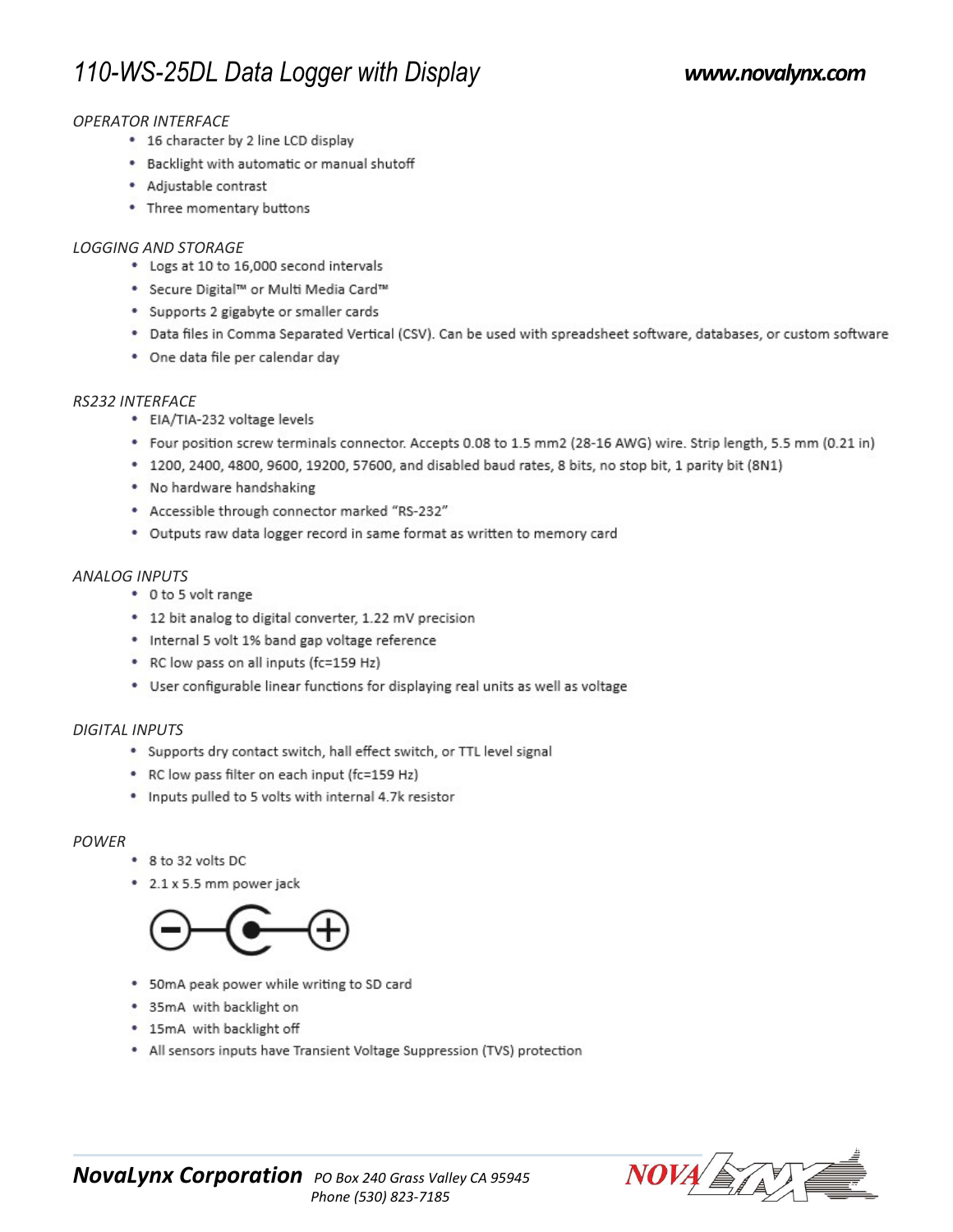# 110-WS-25DL Data Logger with Display

www.novalynx.com

*OPERATOR INTERFACE*

- 16 character by 2 line LCD display
- Backlight with automatic or manual shutoff
- Adjustable contrast
- Three momentary buttons

*LOGGING AND STORAGE*

- Logs at 10 to 16,000 second intervals
- Secure Digital™ or Multi Media Card™
- Supports 2 gigabyte or smaller cards
- Data files in Comma Separated Vertical (CSV). Can be used with spreadsheet software, databases, or custom software
- One data file per calendar day

*RS232 INTERFACE*

- EIA/TIA-232 voltage levels
- Four position screw terminals connector. Accepts 0.08 to 1.5 mm2 (28-16 AWG) wire. Strip length, 5.5 mm (0.21 in)
- 1200, 2400, 4800, 9600, 19200, 57600, and disabled baud rates, 8 bits, no stop bit, 1 parity bit (8N1)
- No hardware handshaking
- Accessible through connector marked "RS-232"
- Outputs raw data logger record in same format as written to memory card

*ANALOG INPUTS*

- 0 to 5 volt range
- 12 bit analog to digital converter, 1.22 mV precision
- Internal 5 volt 1% band gap voltage reference
- RC low pass on all inputs (fc=159 Hz)
- User configurable linear functions for displaying real units as well as voltage

*DIGITAL INPUTS*

- Supports dry contact switch, hall effect switch, or TTL level signal
- RC low pass filter on each input (fc=159 Hz)
- Inputs pulled to 5 volts with internal 4.7k resistor

*POWER*

- 8 to 32 volts DC
- 2.1 x 5.5 mm power jack
- 50mA peak power while writing to SD card
- 35mA with backlight on
- 15mA with backlight off
- All sensors inputs have Transient Voltage Suppression (TVS) protection

**NovaLynx Corporation** *PO Box 240 Grass Valley CA 95945*
*Phone (530) 823-7185*